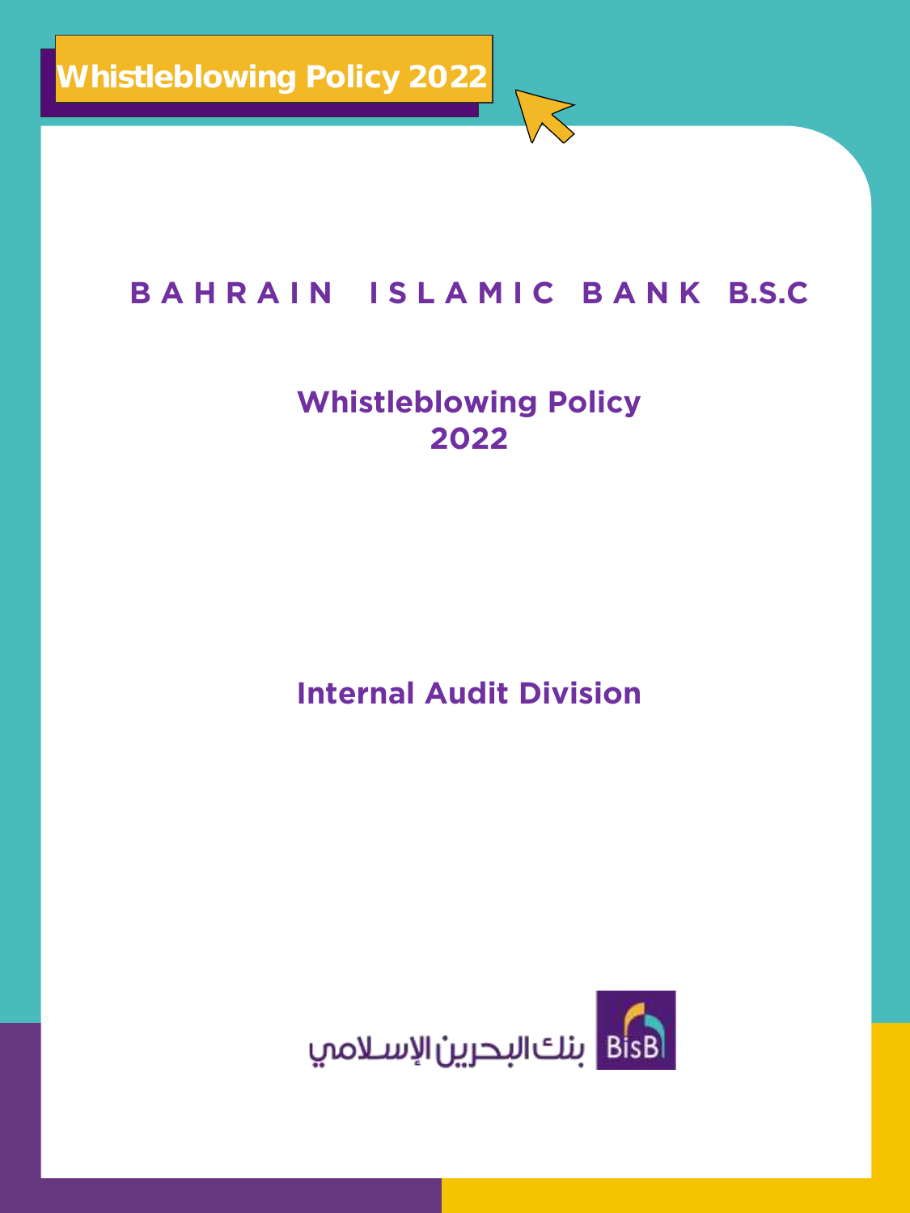Whistleblowing Policy 2022

# BAHRAIN ISLAMIC BANK B.S.C

## Whistleblowing Policy 2022

## Internal Audit Division

بنك البحرين الإسلامي BisB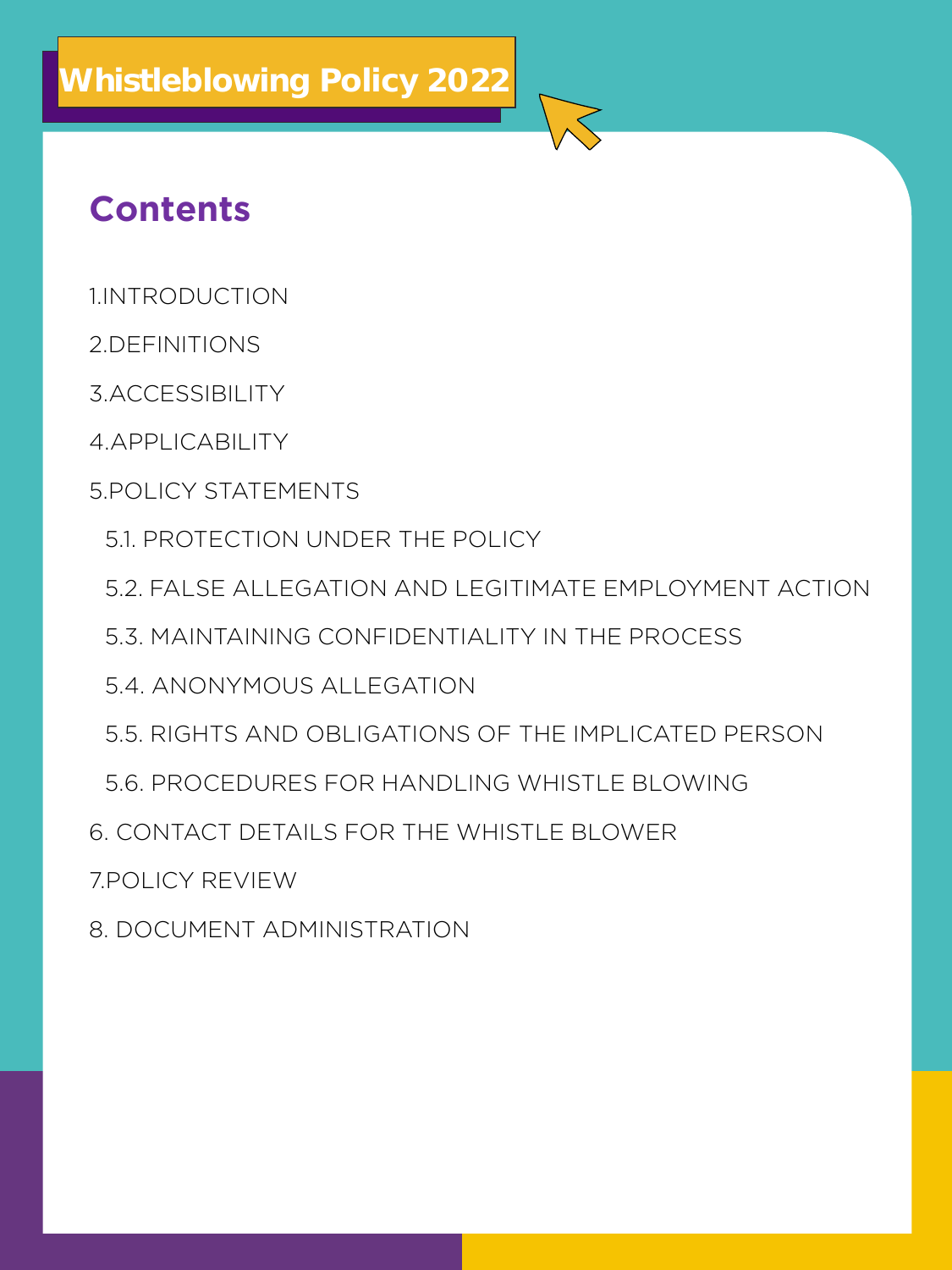# Whistleblowing Policy 2022

## Contents

1.INTRODUCTION

2.DEFINITIONS

3.ACCESSIBILITY

4.APPLICABILITY

5.POLICY STATEMENTS

- 5.1. PROTECTION UNDER THE POLICY
- 5.2. FALSE ALLEGATION AND LEGITIMATE EMPLOYMENT ACTION
- 5.3. MAINTAINING CONFIDENTIALITY IN THE PROCESS
- 5.4. ANONYMOUS ALLEGATION
- 5.5. RIGHTS AND OBLIGATIONS OF THE IMPLICATED PERSON
- 5.6. PROCEDURES FOR HANDLING WHISTLE BLOWING

6. CONTACT DETAILS FOR THE WHISTLE BLOWER

7.POLICY REVIEW

8. DOCUMENT ADMINISTRATION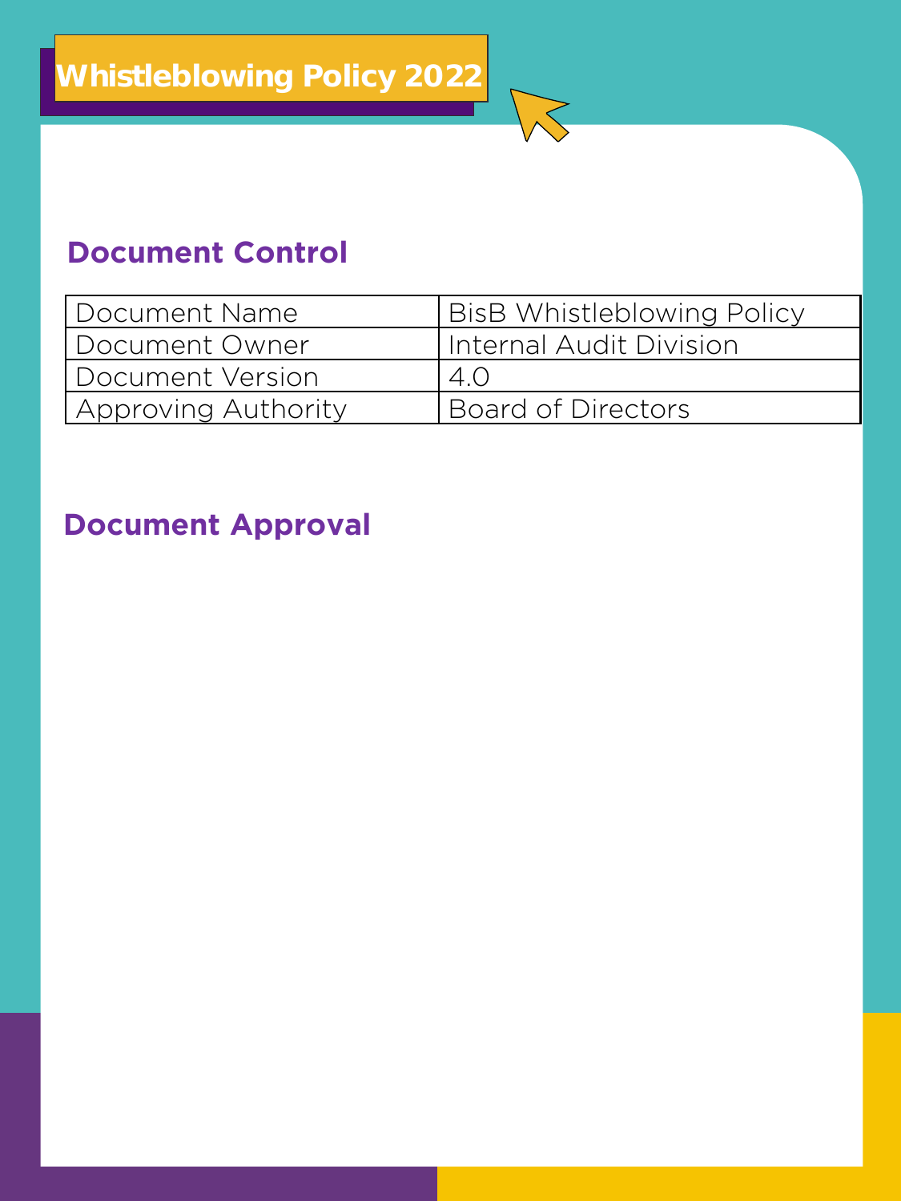# Whistleblowing Policy 2022

## Document Control

| Document Name | BisB Whistleblowing Policy |
| --- | --- |
| Document Owner | Internal Audit Division |
| Document Version | 4.0 |
| Approving Authority | Board of Directors |

## Document Approval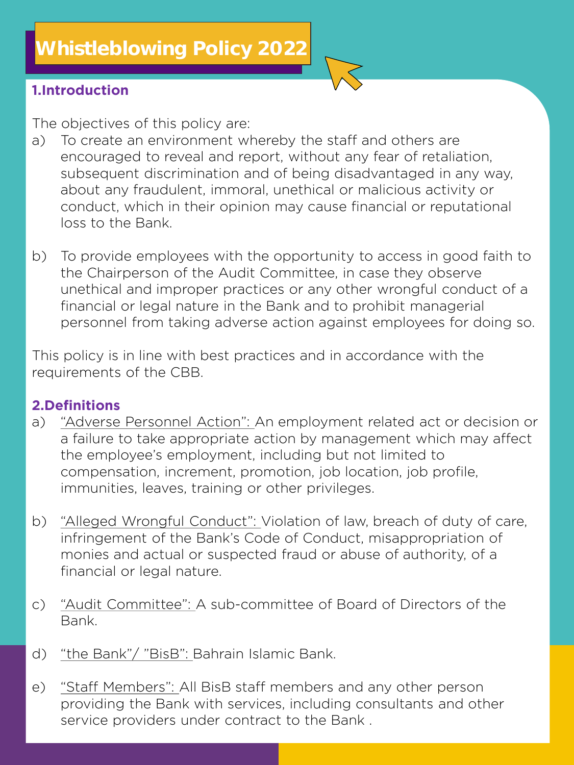# Whistleblowing Policy 2022

## 1.Introduction

The objectives of this policy are:

a) To create an environment whereby the staff and others are encouraged to reveal and report, without any fear of retaliation, subsequent discrimination and of being disadvantaged in any way, about any fraudulent, immoral, unethical or malicious activity or conduct, which in their opinion may cause financial or reputational loss to the Bank.

b) To provide employees with the opportunity to access in good faith to the Chairperson of the Audit Committee, in case they observe unethical and improper practices or any other wrongful conduct of a financial or legal nature in the Bank and to prohibit managerial personnel from taking adverse action against employees for doing so.

This policy is in line with best practices and in accordance with the requirements of the CBB.

## 2.Definitions

a) "Adverse Personnel Action": An employment related act or decision or a failure to take appropriate action by management which may affect the employee's employment, including but not limited to compensation, increment, promotion, job location, job profile, immunities, leaves, training or other privileges.

b) "Alleged Wrongful Conduct": Violation of law, breach of duty of care, infringement of the Bank's Code of Conduct, misappropriation of monies and actual or suspected fraud or abuse of authority, of a financial or legal nature.

c) "Audit Committee": A sub-committee of Board of Directors of the Bank.

d) "the Bank"/ "BisB": Bahrain Islamic Bank.

e) "Staff Members": All BisB staff members and any other person providing the Bank with services, including consultants and other service providers under contract to the Bank .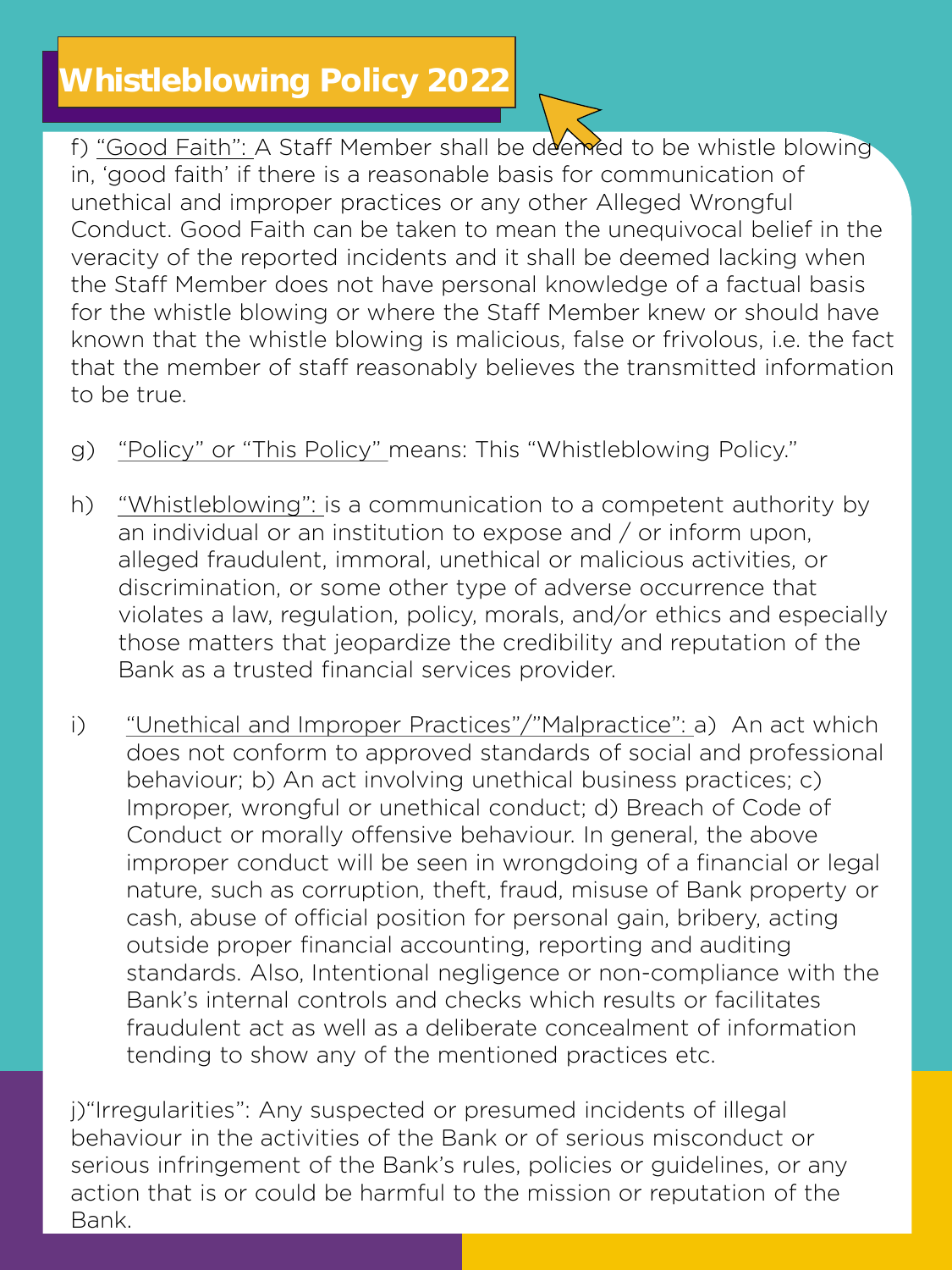# Whistleblowing Policy 2022

f) "Good Faith": A Staff Member shall be deemed to be whistle blowing in, 'good faith' if there is a reasonable basis for communication of unethical and improper practices or any other Alleged Wrongful Conduct. Good Faith can be taken to mean the unequivocal belief in the veracity of the reported incidents and it shall be deemed lacking when the Staff Member does not have personal knowledge of a factual basis for the whistle blowing or where the Staff Member knew or should have known that the whistle blowing is malicious, false or frivolous, i.e. the fact that the member of staff reasonably believes the transmitted information to be true.

g) "Policy" or "This Policy" means: This "Whistleblowing Policy."

h) "Whistleblowing": is a communication to a competent authority by an individual or an institution to expose and / or inform upon, alleged fraudulent, immoral, unethical or malicious activities, or discrimination, or some other type of adverse occurrence that violates a law, regulation, policy, morals, and/or ethics and especially those matters that jeopardize the credibility and reputation of the Bank as a trusted financial services provider.

i) "Unethical and Improper Practices"/"Malpractice": a) An act which does not conform to approved standards of social and professional behaviour; b) An act involving unethical business practices; c) Improper, wrongful or unethical conduct; d) Breach of Code of Conduct or morally offensive behaviour. In general, the above improper conduct will be seen in wrongdoing of a financial or legal nature, such as corruption, theft, fraud, misuse of Bank property or cash, abuse of official position for personal gain, bribery, acting outside proper financial accounting, reporting and auditing standards. Also, Intentional negligence or non-compliance with the Bank's internal controls and checks which results or facilitates fraudulent act as well as a deliberate concealment of information tending to show any of the mentioned practices etc.

j)"Irregularities": Any suspected or presumed incidents of illegal behaviour in the activities of the Bank or of serious misconduct or serious infringement of the Bank's rules, policies or guidelines, or any action that is or could be harmful to the mission or reputation of the Bank.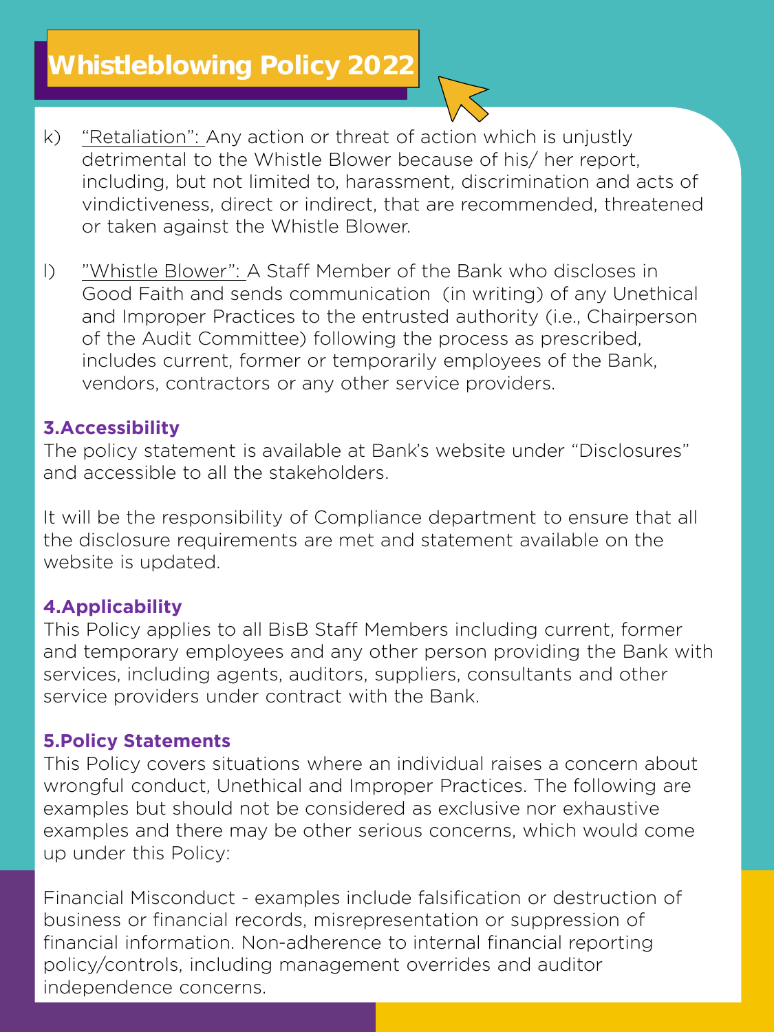k) <u>"Retaliation":</u> Any action or threat of action which is unjustly detrimental to the Whistle Blower because of his/ her report, including, but not limited to, harassment, discrimination and acts of vindictiveness, direct or indirect, that are recommended, threatened or taken against the Whistle Blower.

l) <u>"Whistle Blower":</u> A Staff Member of the Bank who discloses in Good Faith and sends communication (in writing) of any Unethical and Improper Practices to the entrusted authority (i.e., Chairperson of the Audit Committee) following the process as prescribed, includes current, former or temporarily employees of the Bank, vendors, contractors or any other service providers.

### 3.Accessibility

The policy statement is available at Bank's website under "Disclosures" and accessible to all the stakeholders.

It will be the responsibility of Compliance department to ensure that all the disclosure requirements are met and statement available on the website is updated.

### 4.Applicability

This Policy applies to all BisB Staff Members including current, former and temporary employees and any other person providing the Bank with services, including agents, auditors, suppliers, consultants and other service providers under contract with the Bank.

### 5.Policy Statements

This Policy covers situations where an individual raises a concern about wrongful conduct, Unethical and Improper Practices. The following are examples but should not be considered as exclusive nor exhaustive examples and there may be other serious concerns, which would come up under this Policy:

Financial Misconduct - examples include falsification or destruction of business or financial records, misrepresentation or suppression of financial information. Non-adherence to internal financial reporting policy/controls, including management overrides and auditor independence concerns.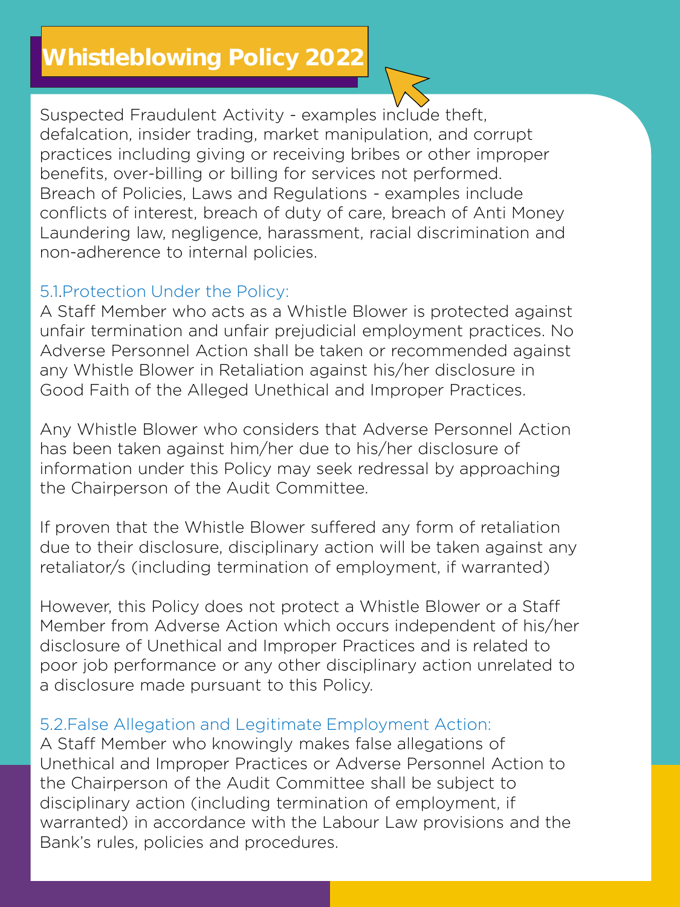# Whistleblowing Policy 2022

Suspected Fraudulent Activity - examples include theft, defalcation, insider trading, market manipulation, and corrupt practices including giving or receiving bribes or other improper benefits, over-billing or billing for services not performed.
Breach of Policies, Laws and Regulations - examples include conflicts of interest, breach of duty of care, breach of Anti Money Laundering law, negligence, harassment, racial discrimination and non-adherence to internal policies.

## 5.1.Protection Under the Policy:

A Staff Member who acts as a Whistle Blower is protected against unfair termination and unfair prejudicial employment practices. No Adverse Personnel Action shall be taken or recommended against any Whistle Blower in Retaliation against his/her disclosure in Good Faith of the Alleged Unethical and Improper Practices.

Any Whistle Blower who considers that Adverse Personnel Action has been taken against him/her due to his/her disclosure of information under this Policy may seek redressal by approaching the Chairperson of the Audit Committee.

If proven that the Whistle Blower suffered any form of retaliation due to their disclosure, disciplinary action will be taken against any retaliator/s (including termination of employment, if warranted)

However, this Policy does not protect a Whistle Blower or a Staff Member from Adverse Action which occurs independent of his/her disclosure of Unethical and Improper Practices and is related to poor job performance or any other disciplinary action unrelated to a disclosure made pursuant to this Policy.

## 5.2.False Allegation and Legitimate Employment Action:

A Staff Member who knowingly makes false allegations of Unethical and Improper Practices or Adverse Personnel Action to the Chairperson of the Audit Committee shall be subject to disciplinary action (including termination of employment, if warranted) in accordance with the Labour Law provisions and the Bank's rules, policies and procedures.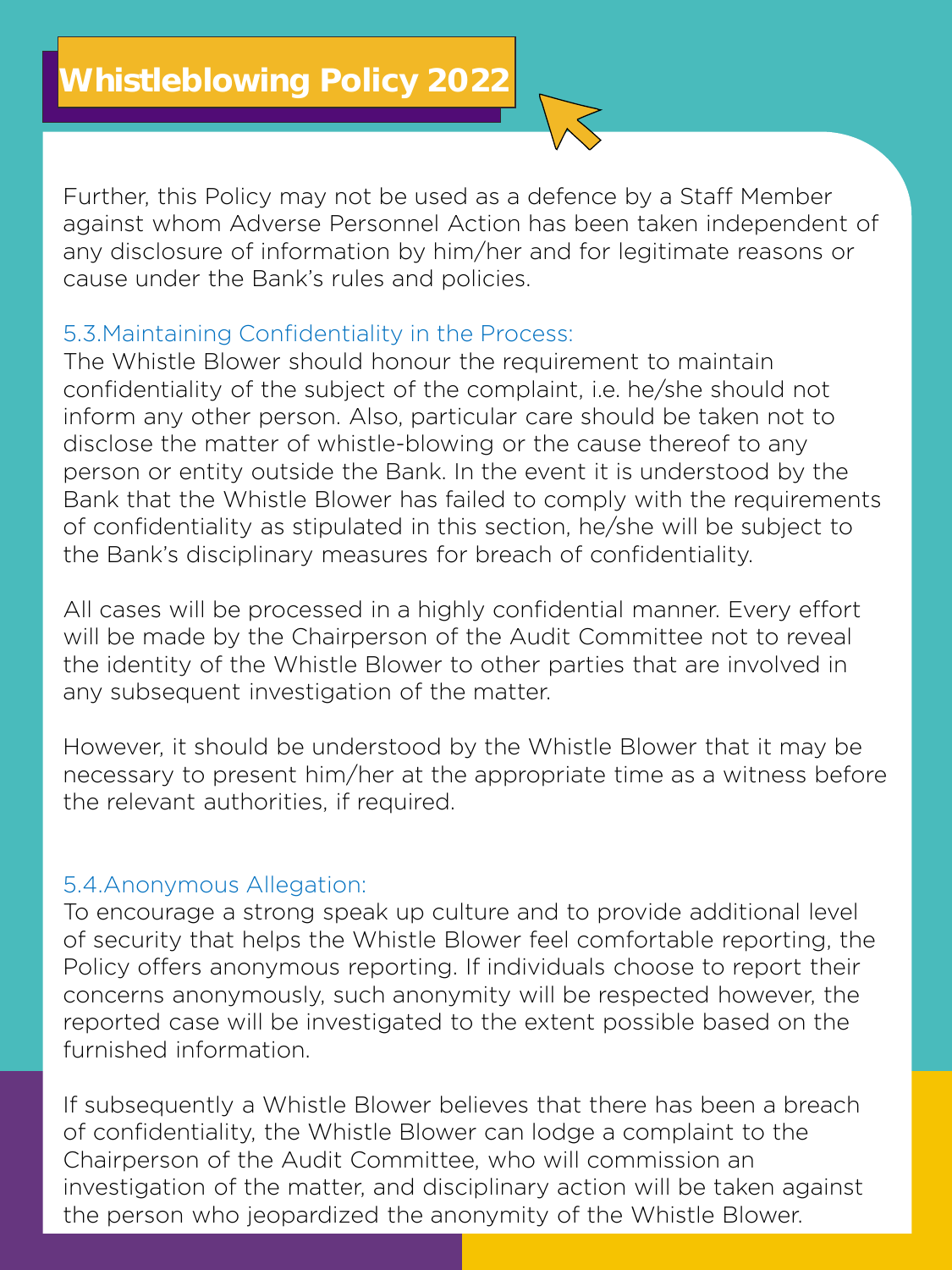Further, this Policy may not be used as a defence by a Staff Member against whom Adverse Personnel Action has been taken independent of any disclosure of information by him/her and for legitimate reasons or cause under the Bank's rules and policies.

### 5.3.Maintaining Confidentiality in the Process:

The Whistle Blower should honour the requirement to maintain confidentiality of the subject of the complaint, i.e. he/she should not inform any other person. Also, particular care should be taken not to disclose the matter of whistle-blowing or the cause thereof to any person or entity outside the Bank. In the event it is understood by the Bank that the Whistle Blower has failed to comply with the requirements of confidentiality as stipulated in this section, he/she will be subject to the Bank's disciplinary measures for breach of confidentiality.

All cases will be processed in a highly confidential manner. Every effort will be made by the Chairperson of the Audit Committee not to reveal the identity of the Whistle Blower to other parties that are involved in any subsequent investigation of the matter.

However, it should be understood by the Whistle Blower that it may be necessary to present him/her at the appropriate time as a witness before the relevant authorities, if required.

### 5.4.Anonymous Allegation:

To encourage a strong speak up culture and to provide additional level of security that helps the Whistle Blower feel comfortable reporting, the Policy offers anonymous reporting. If individuals choose to report their concerns anonymously, such anonymity will be respected however, the reported case will be investigated to the extent possible based on the furnished information.

If subsequently a Whistle Blower believes that there has been a breach of confidentiality, the Whistle Blower can lodge a complaint to the Chairperson of the Audit Committee, who will commission an investigation of the matter, and disciplinary action will be taken against the person who jeopardized the anonymity of the Whistle Blower.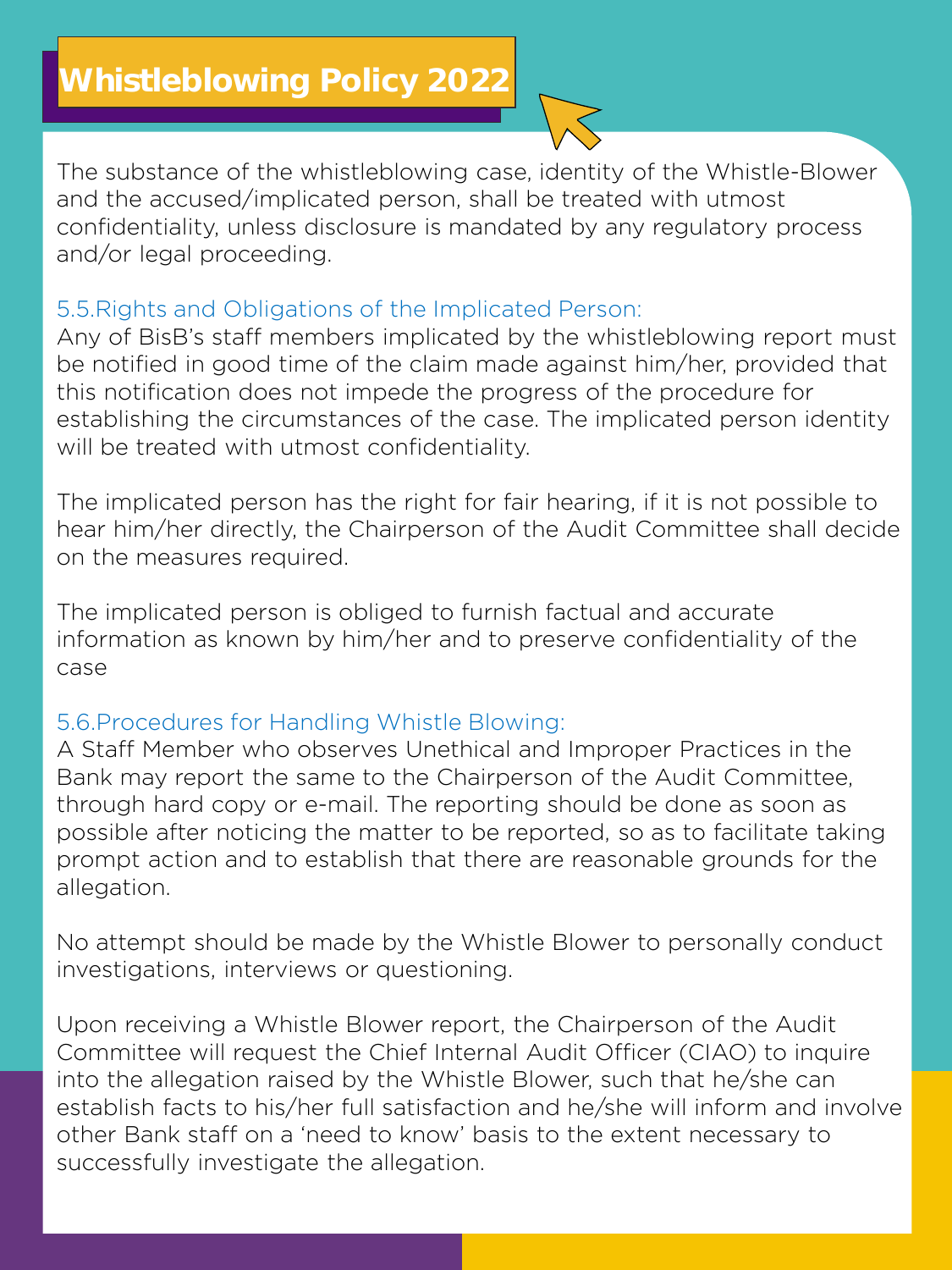# Whistleblowing Policy 2022

The substance of the whistleblowing case, identity of the Whistle-Blower and the accused/implicated person, shall be treated with utmost confidentiality, unless disclosure is mandated by any regulatory process and/or legal proceeding.

### 5.5.Rights and Obligations of the Implicated Person:

Any of BisB's staff members implicated by the whistleblowing report must be notified in good time of the claim made against him/her, provided that this notification does not impede the progress of the procedure for establishing the circumstances of the case. The implicated person identity will be treated with utmost confidentiality.

The implicated person has the right for fair hearing, if it is not possible to hear him/her directly, the Chairperson of the Audit Committee shall decide on the measures required.

The implicated person is obliged to furnish factual and accurate information as known by him/her and to preserve confidentiality of the case

### 5.6.Procedures for Handling Whistle Blowing:

A Staff Member who observes Unethical and Improper Practices in the Bank may report the same to the Chairperson of the Audit Committee, through hard copy or e-mail. The reporting should be done as soon as possible after noticing the matter to be reported, so as to facilitate taking prompt action and to establish that there are reasonable grounds for the allegation.

No attempt should be made by the Whistle Blower to personally conduct investigations, interviews or questioning.

Upon receiving a Whistle Blower report, the Chairperson of the Audit Committee will request the Chief Internal Audit Officer (CIAO) to inquire into the allegation raised by the Whistle Blower, such that he/she can establish facts to his/her full satisfaction and he/she will inform and involve other Bank staff on a 'need to know' basis to the extent necessary to successfully investigate the allegation.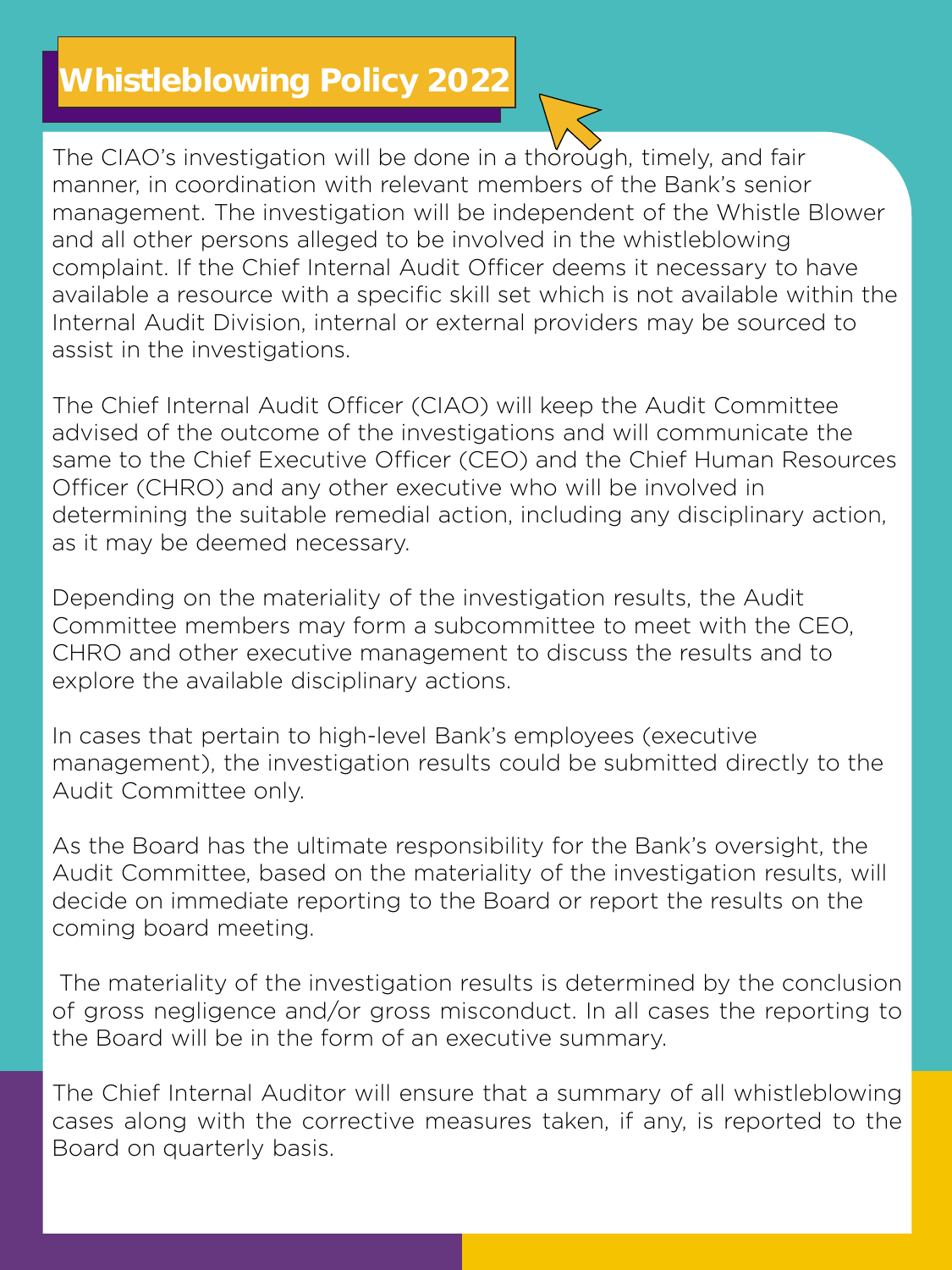# Whistleblowing Policy 2022

The CIAO's investigation will be done in a thorough, timely, and fair manner, in coordination with relevant members of the Bank's senior management. The investigation will be independent of the Whistle Blower and all other persons alleged to be involved in the whistleblowing complaint. If the Chief Internal Audit Officer deems it necessary to have available a resource with a specific skill set which is not available within the Internal Audit Division, internal or external providers may be sourced to assist in the investigations.

The Chief Internal Audit Officer (CIAO) will keep the Audit Committee advised of the outcome of the investigations and will communicate the same to the Chief Executive Officer (CEO) and the Chief Human Resources Officer (CHRO) and any other executive who will be involved in determining the suitable remedial action, including any disciplinary action, as it may be deemed necessary.

Depending on the materiality of the investigation results, the Audit Committee members may form a subcommittee to meet with the CEO, CHRO and other executive management to discuss the results and to explore the available disciplinary actions.

In cases that pertain to high-level Bank's employees (executive management), the investigation results could be submitted directly to the Audit Committee only.

As the Board has the ultimate responsibility for the Bank's oversight, the Audit Committee, based on the materiality of the investigation results, will decide on immediate reporting to the Board or report the results on the coming board meeting.

The materiality of the investigation results is determined by the conclusion of gross negligence and/or gross misconduct. In all cases the reporting to the Board will be in the form of an executive summary.

The Chief Internal Auditor will ensure that a summary of all whistleblowing cases along with the corrective measures taken, if any, is reported to the Board on quarterly basis.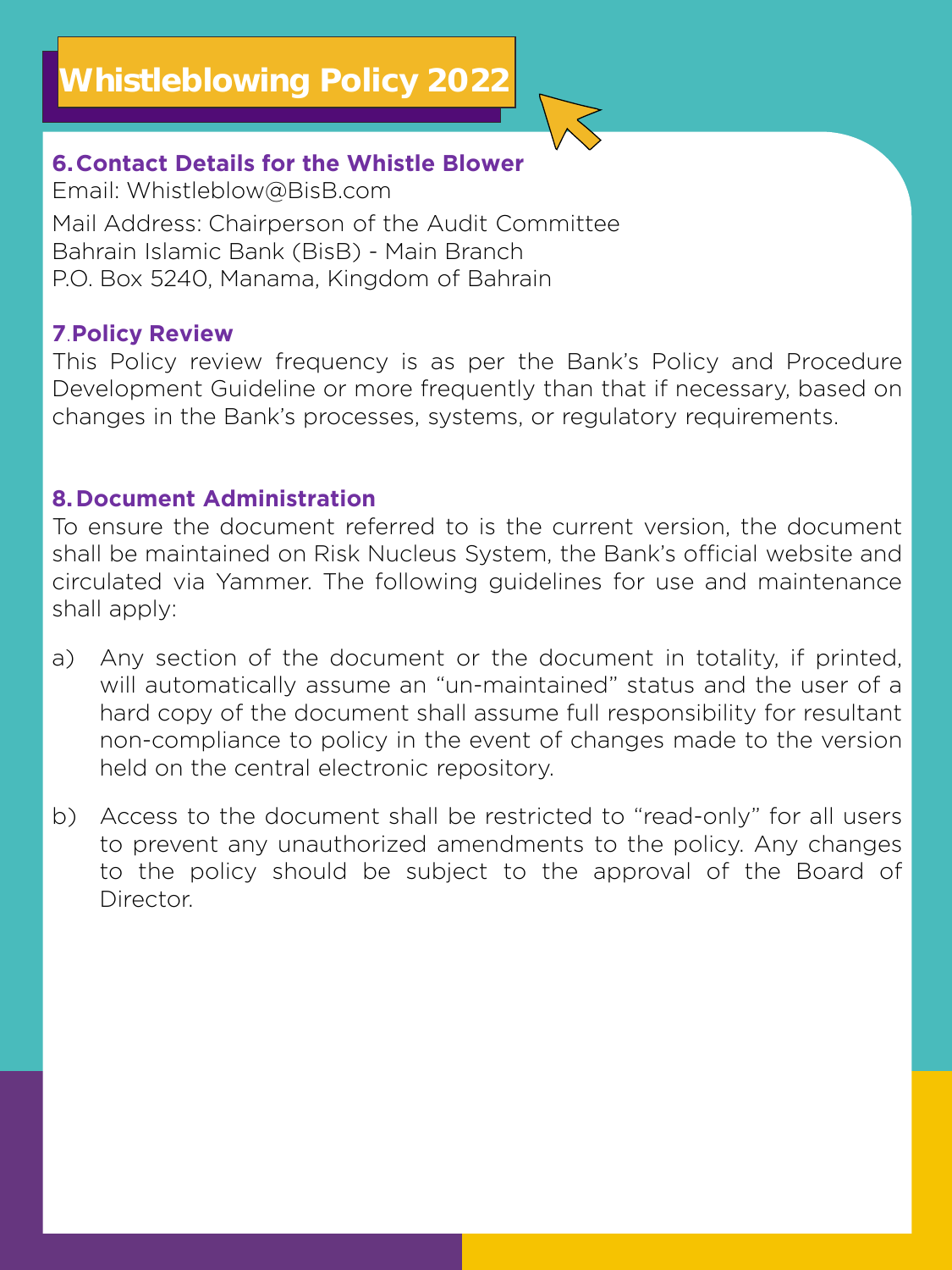# Whistleblowing Policy 2022

## 6. Contact Details for the Whistle Blower

Email: Whistleblow@BisB.com

Mail Address: Chairperson of the Audit Committee
Bahrain Islamic Bank (BisB) - Main Branch
P.O. Box 5240, Manama, Kingdom of Bahrain

## 7. Policy Review

This Policy review frequency is as per the Bank's Policy and Procedure Development Guideline or more frequently than that if necessary, based on changes in the Bank's processes, systems, or regulatory requirements.

## 8. Document Administration

To ensure the document referred to is the current version, the document shall be maintained on Risk Nucleus System, the Bank's official website and circulated via Yammer. The following guidelines for use and maintenance shall apply:

a) Any section of the document or the document in totality, if printed, will automatically assume an "un-maintained" status and the user of a hard copy of the document shall assume full responsibility for resultant non-compliance to policy in the event of changes made to the version held on the central electronic repository.

b) Access to the document shall be restricted to "read-only" for all users to prevent any unauthorized amendments to the policy. Any changes to the policy should be subject to the approval of the Board of Director.